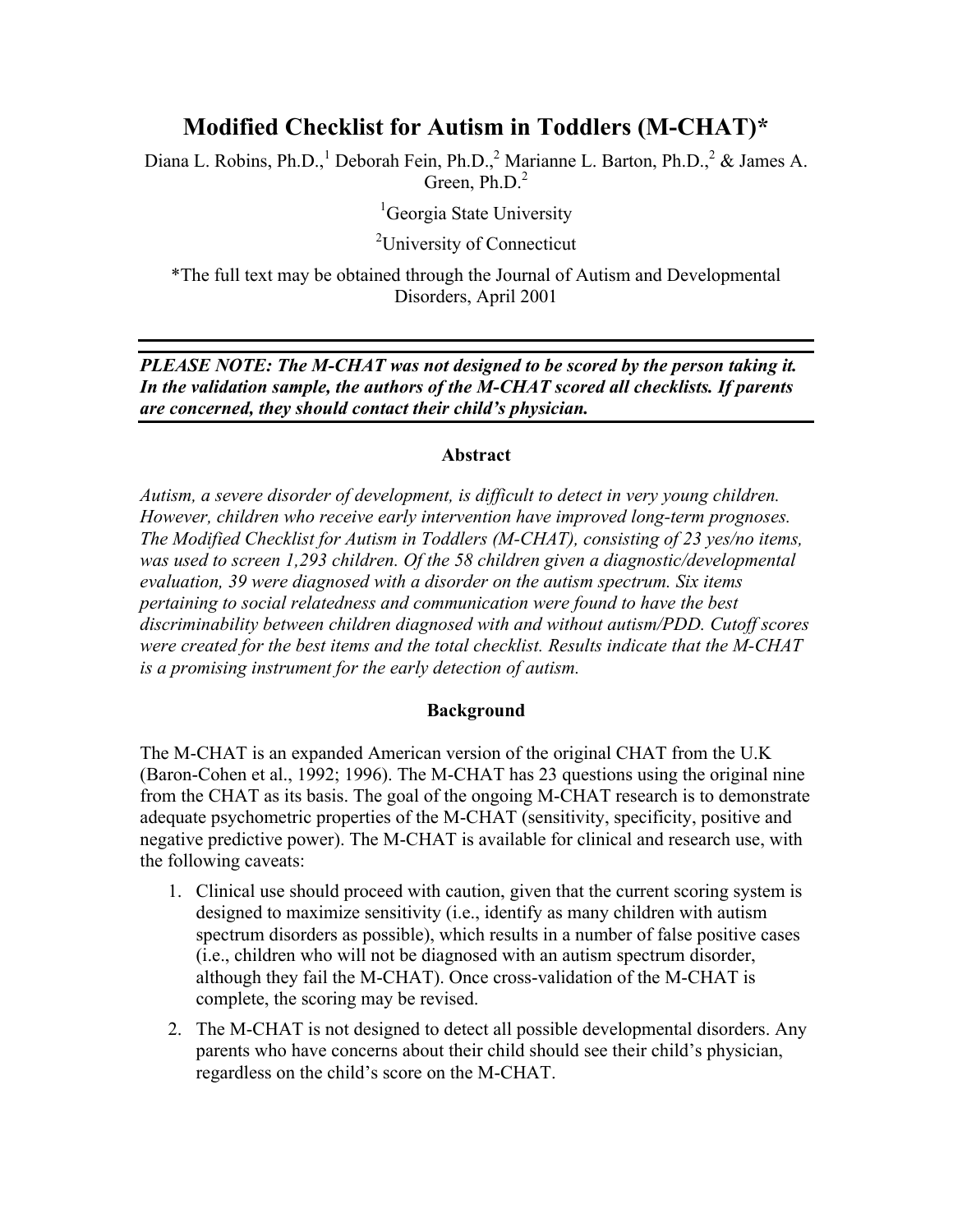# Modified Checklist for Autism in Toddlers (M-CHAT)*

Diana L. Robins, Ph.D.,[1] Deborah Fein, Ph.D.,[2] Marianne L. Barton, Ph.D.,[2] & James A. Green, Ph.D.[2]

[1]Georgia State University

[2]University of Connecticut

*The full text may be obtained through the Journal of Autism and Developmental Disorders, April 2001

---

***PLEASE NOTE: The M-CHAT was not designed to be scored by the person taking it. In the validation sample, the authors of the M-CHAT scored all checklists. If parents are concerned, they should contact their child's physician.***

---

### Abstract

*Autism, a severe disorder of development, is difficult to detect in very young children. However, children who receive early intervention have improved long-term prognoses. The Modified Checklist for Autism in Toddlers (M-CHAT), consisting of 23 yes/no items, was used to screen 1,293 children. Of the 58 children given a diagnostic/developmental evaluation, 39 were diagnosed with a disorder on the autism spectrum. Six items pertaining to social relatedness and communication were found to have the best discriminability between children diagnosed with and without autism/PDD. Cutoff scores were created for the best items and the total checklist. Results indicate that the M-CHAT is a promising instrument for the early detection of autism.*

### Background

The M-CHAT is an expanded American version of the original CHAT from the U.K (Baron-Cohen et al., 1992; 1996). The M-CHAT has 23 questions using the original nine from the CHAT as its basis. The goal of the ongoing M-CHAT research is to demonstrate adequate psychometric properties of the M-CHAT (sensitivity, specificity, positive and negative predictive power). The M-CHAT is available for clinical and research use, with the following caveats:

1. Clinical use should proceed with caution, given that the current scoring system is designed to maximize sensitivity (i.e., identify as many children with autism spectrum disorders as possible), which results in a number of false positive cases (i.e., children who will not be diagnosed with an autism spectrum disorder, although they fail the M-CHAT). Once cross-validation of the M-CHAT is complete, the scoring may be revised.
2. The M-CHAT is not designed to detect all possible developmental disorders. Any parents who have concerns about their child should see their child's physician, regardless on the child's score on the M-CHAT.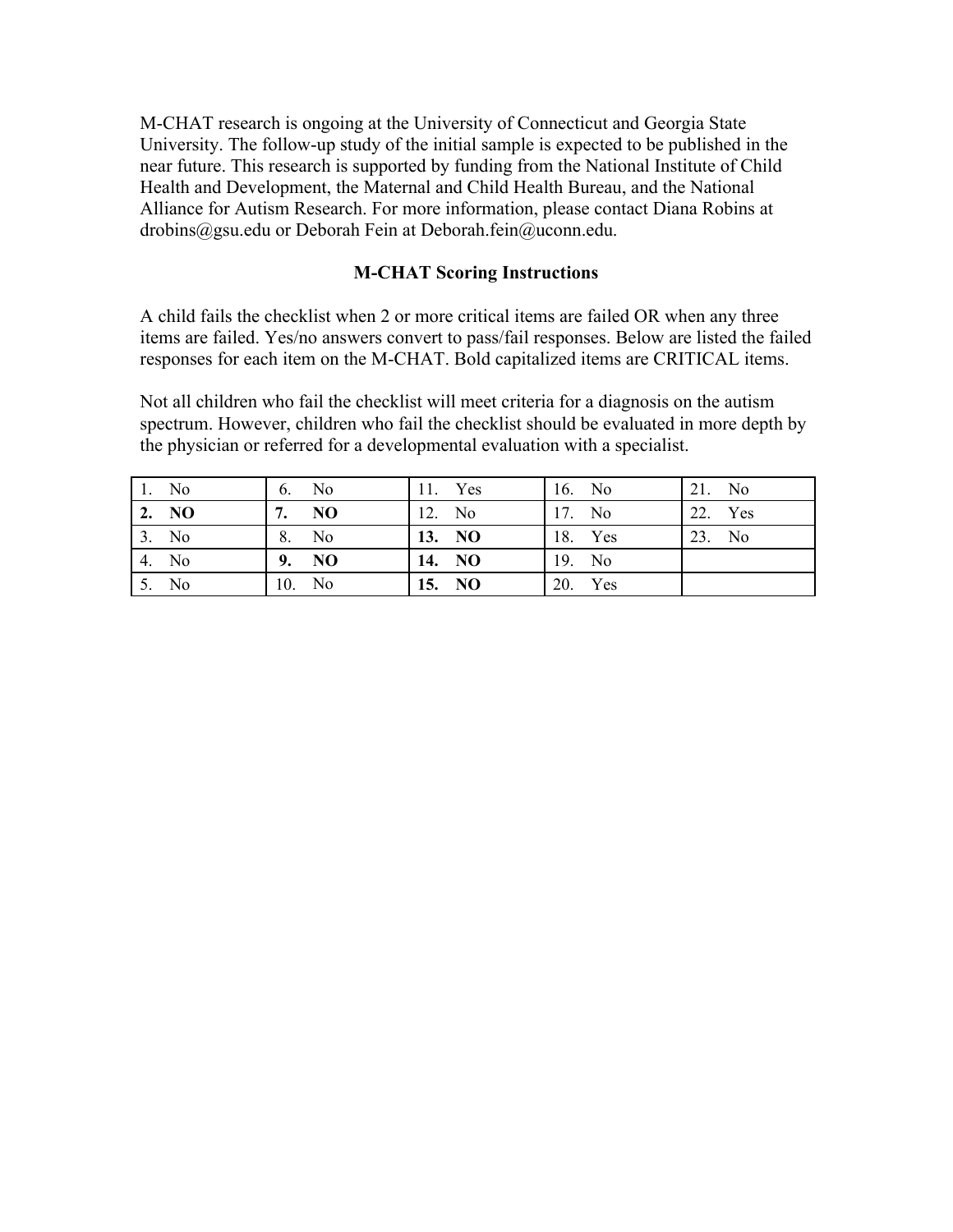M-CHAT research is ongoing at the University of Connecticut and Georgia State University. The follow-up study of the initial sample is expected to be published in the near future. This research is supported by funding from the National Institute of Child Health and Development, the Maternal and Child Health Bureau, and the National Alliance for Autism Research. For more information, please contact Diana Robins at drobins@gsu.edu or Deborah Fein at Deborah.fein@uconn.edu.

## M-CHAT Scoring Instructions

A child fails the checklist when 2 or more critical items are failed OR when any three items are failed. Yes/no answers convert to pass/fail responses. Below are listed the failed responses for each item on the M-CHAT. Bold capitalized items are CRITICAL items.

Not all children who fail the checklist will meet criteria for a diagnosis on the autism spectrum. However, children who fail the checklist should be evaluated in more depth by the physician or referred for a developmental evaluation with a specialist.

| | | | | |
|---|---|---|---|---|
| 1. No | 6. No | 11. Yes | 16. No | 21. No |
| **2. NO** | **7. NO** | 12. No | 17. No | 22. Yes |
| 3. No | 8. No | **13. NO** | 18. Yes | 23. No |
| 4. No | **9. NO** | **14. NO** | 19. No | |
| 5. No | 10. No | **15. NO** | 20. Yes | |